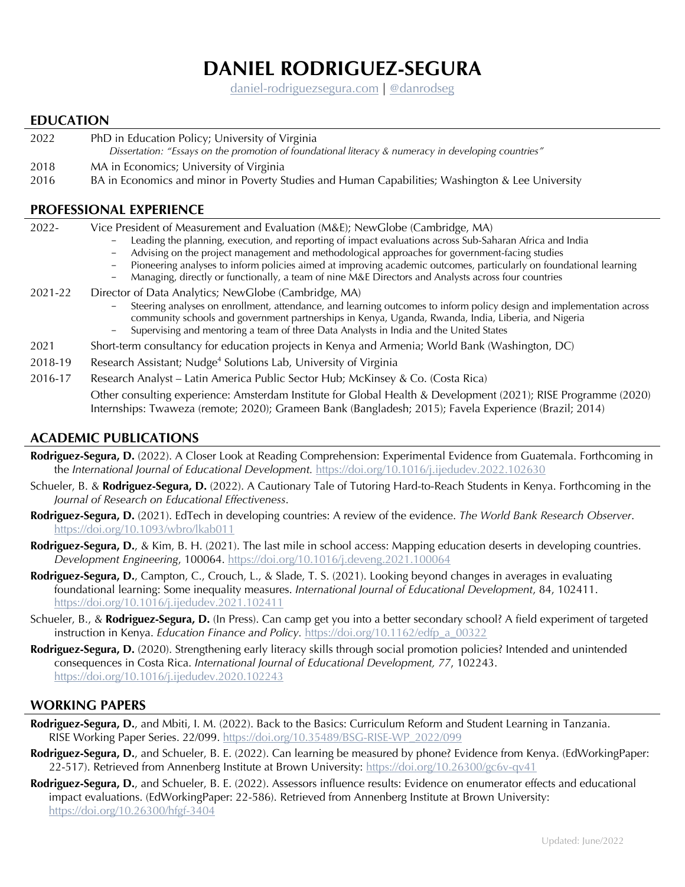# DANIEL RODRIGUEZ-SEGURA

daniel-rodriguezsegura.com | @danrodseg

## EDUCATION

2022 PhD in Education Policy; University of Virginia
*Dissertation: "Essays on the promotion of foundational literacy & numeracy in developing countries"*

2018 MA in Economics; University of Virginia

2016 BA in Economics and minor in Poverty Studies and Human Capabilities; Washington & Lee University

## PROFESSIONAL EXPERIENCE

2022- Vice President of Measurement and Evaluation (M&E); NewGlobe (Cambridge, MA)

- Leading the planning, execution, and reporting of impact evaluations across Sub-Saharan Africa and India
- Advising on the project management and methodological approaches for government-facing studies
- Pioneering analyses to inform policies aimed at improving academic outcomes, particularly on foundational learning
- Managing, directly or functionally, a team of nine M&E Directors and Analysts across four countries

2021-22 Director of Data Analytics; NewGlobe (Cambridge, MA)

- Steering analyses on enrollment, attendance, and learning outcomes to inform policy design and implementation across community schools and government partnerships in Kenya, Uganda, Rwanda, India, Liberia, and Nigeria
- Supervising and mentoring a team of three Data Analysts in India and the United States

2021 Short-term consultancy for education projects in Kenya and Armenia; World Bank (Washington, DC)

2018-19 Research Assistant; Nudge[4] Solutions Lab, University of Virginia

2016-17 Research Analyst – Latin America Public Sector Hub; McKinsey & Co. (Costa Rica)

Other consulting experience: Amsterdam Institute for Global Health & Development (2021); RISE Programme (2020)
Internships: Twaweza (remote; 2020); Grameen Bank (Bangladesh; 2015); Favela Experience (Brazil; 2014)

## ACADEMIC PUBLICATIONS

**Rodriguez-Segura, D.** (2022). A Closer Look at Reading Comprehension: Experimental Evidence from Guatemala. Forthcoming in the *International Journal of Educational Development.* https://doi.org/10.1016/j.ijedudev.2022.102630

Schueler, B. & **Rodriguez-Segura, D.** (2022). A Cautionary Tale of Tutoring Hard-to-Reach Students in Kenya. Forthcoming in the *Journal of Research on Educational Effectiveness*.

**Rodriguez-Segura, D.** (2021). EdTech in developing countries: A review of the evidence. *The World Bank Research Observer*. https://doi.org/10.1093/wbro/lkab011

**Rodriguez-Segura, D.**, & Kim, B. H. (2021). The last mile in school access: Mapping education deserts in developing countries. *Development Engineering*, 100064. https://doi.org/10.1016/j.deveng.2021.100064

**Rodriguez-Segura, D.**, Campton, C., Crouch, L., & Slade, T. S. (2021). Looking beyond changes in averages in evaluating foundational learning: Some inequality measures. *International Journal of Educational Development*, 84, 102411. https://doi.org/10.1016/j.ijedudev.2021.102411

Schueler, B., & **Rodriguez-Segura, D.** (In Press). Can camp get you into a better secondary school? A field experiment of targeted instruction in Kenya. *Education Finance and Policy*. https://doi.org/10.1162/edfp_a_00322

**Rodriguez-Segura, D.** (2020). Strengthening early literacy skills through social promotion policies? Intended and unintended consequences in Costa Rica. *International Journal of Educational Development, 77*, 102243. https://doi.org/10.1016/j.ijedudev.2020.102243

## WORKING PAPERS

**Rodriguez-Segura, D.**, and Mbiti, I. M. (2022). Back to the Basics: Curriculum Reform and Student Learning in Tanzania. RISE Working Paper Series. 22/099. https://doi.org/10.35489/BSG-RISE-WP_2022/099

**Rodriguez-Segura, D.**, and Schueler, B. E. (2022). Can learning be measured by phone? Evidence from Kenya. (EdWorkingPaper: 22-517). Retrieved from Annenberg Institute at Brown University: https://doi.org/10.26300/gc6v-qv41

**Rodriguez-Segura, D.**, and Schueler, B. E. (2022). Assessors influence results: Evidence on enumerator effects and educational impact evaluations. (EdWorkingPaper: 22-586). Retrieved from Annenberg Institute at Brown University: https://doi.org/10.26300/hfgf-3404

Updated: June/2022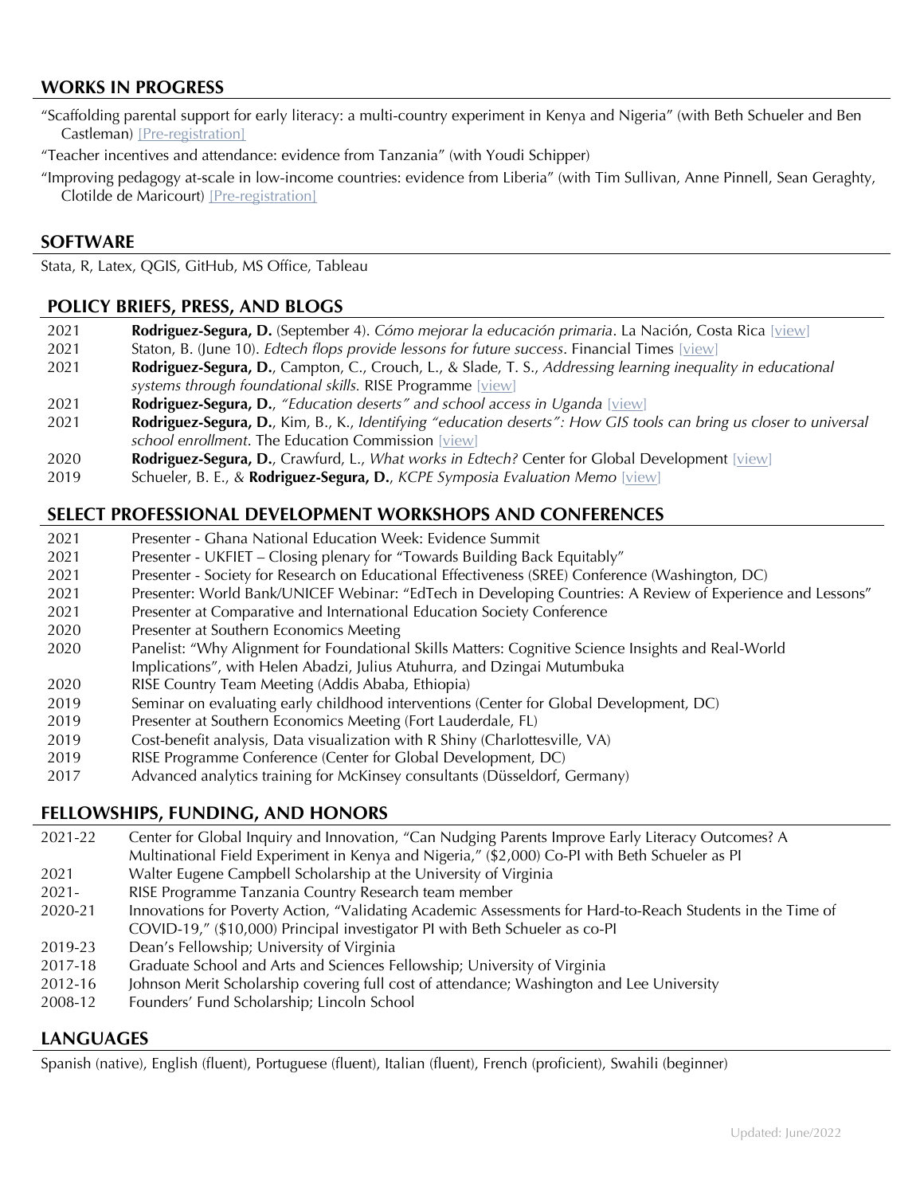## WORKS IN PROGRESS

"Scaffolding parental support for early literacy: a multi-country experiment in Kenya and Nigeria" (with Beth Schueler and Ben Castleman) [Pre-registration]

"Teacher incentives and attendance: evidence from Tanzania" (with Youdi Schipper)

"Improving pedagogy at-scale in low-income countries: evidence from Liberia" (with Tim Sullivan, Anne Pinnell, Sean Geraghty, Clotilde de Maricourt) [Pre-registration]

## SOFTWARE

Stata, R, Latex, QGIS, GitHub, MS Office, Tableau

## POLICY BRIEFS, PRESS, AND BLOGS

| | |
|---|---|
| 2021 | **Rodriguez-Segura, D.** (September 4). *Cómo mejorar la educación primaria*. La Nación, Costa Rica [view] |
| 2021 | Staton, B. (June 10). *Edtech flops provide lessons for future success*. Financial Times [view] |
| 2021 | **Rodriguez-Segura, D.**, Campton, C., Crouch, L., & Slade, T. S., *Addressing learning inequality in educational systems through foundational skills.* RISE Programme [view] |
| 2021 | **Rodriguez-Segura, D.**, *"Education deserts" and school access in Uganda* [view] |
| 2021 | **Rodriguez-Segura, D.**, Kim, B., K., *Identifying "education deserts": How GIS tools can bring us closer to universal school enrollment*. The Education Commission [view] |
| 2020 | **Rodriguez-Segura, D.**, Crawfurd, L., *What works in Edtech?* Center for Global Development [view] |
| 2019 | Schueler, B. E., & **Rodriguez-Segura, D.**, *KCPE Symposia Evaluation Memo* [view] |

## SELECT PROFESSIONAL DEVELOPMENT WORKSHOPS AND CONFERENCES

| | |
|---|---|
| 2021 | Presenter - Ghana National Education Week: Evidence Summit |
| 2021 | Presenter - UKFIET – Closing plenary for "Towards Building Back Equitably" |
| 2021 | Presenter - Society for Research on Educational Effectiveness (SREE) Conference (Washington, DC) |
| 2021 | Presenter: World Bank/UNICEF Webinar: "EdTech in Developing Countries: A Review of Experience and Lessons" |
| 2021 | Presenter at Comparative and International Education Society Conference |
| 2020 | Presenter at Southern Economics Meeting |
| 2020 | Panelist: "Why Alignment for Foundational Skills Matters: Cognitive Science Insights and Real-World Implications", with Helen Abadzi, Julius Atuhurra, and Dzingai Mutumbuka |
| 2020 | RISE Country Team Meeting (Addis Ababa, Ethiopia) |
| 2019 | Seminar on evaluating early childhood interventions (Center for Global Development, DC) |
| 2019 | Presenter at Southern Economics Meeting (Fort Lauderdale, FL) |
| 2019 | Cost-benefit analysis, Data visualization with R Shiny (Charlottesville, VA) |
| 2019 | RISE Programme Conference (Center for Global Development, DC) |
| 2017 | Advanced analytics training for McKinsey consultants (Düsseldorf, Germany) |

## FELLOWSHIPS, FUNDING, AND HONORS

| | |
|---|---|
| 2021-22 | Center for Global Inquiry and Innovation, "Can Nudging Parents Improve Early Literacy Outcomes? A Multinational Field Experiment in Kenya and Nigeria," ($2,000) Co-PI with Beth Schueler as PI |
| 2021 | Walter Eugene Campbell Scholarship at the University of Virginia |
| 2021- | RISE Programme Tanzania Country Research team member |
| 2020-21 | Innovations for Poverty Action, "Validating Academic Assessments for Hard-to-Reach Students in the Time of COVID-19," ($10,000) Principal investigator PI with Beth Schueler as co-PI |
| 2019-23 | Dean's Fellowship; University of Virginia |
| 2017-18 | Graduate School and Arts and Sciences Fellowship; University of Virginia |
| 2012-16 | Johnson Merit Scholarship covering full cost of attendance; Washington and Lee University |
| 2008-12 | Founders' Fund Scholarship; Lincoln School |

## LANGUAGES

Spanish (native), English (fluent), Portuguese (fluent), Italian (fluent), French (proficient), Swahili (beginner)

Updated: June/2022